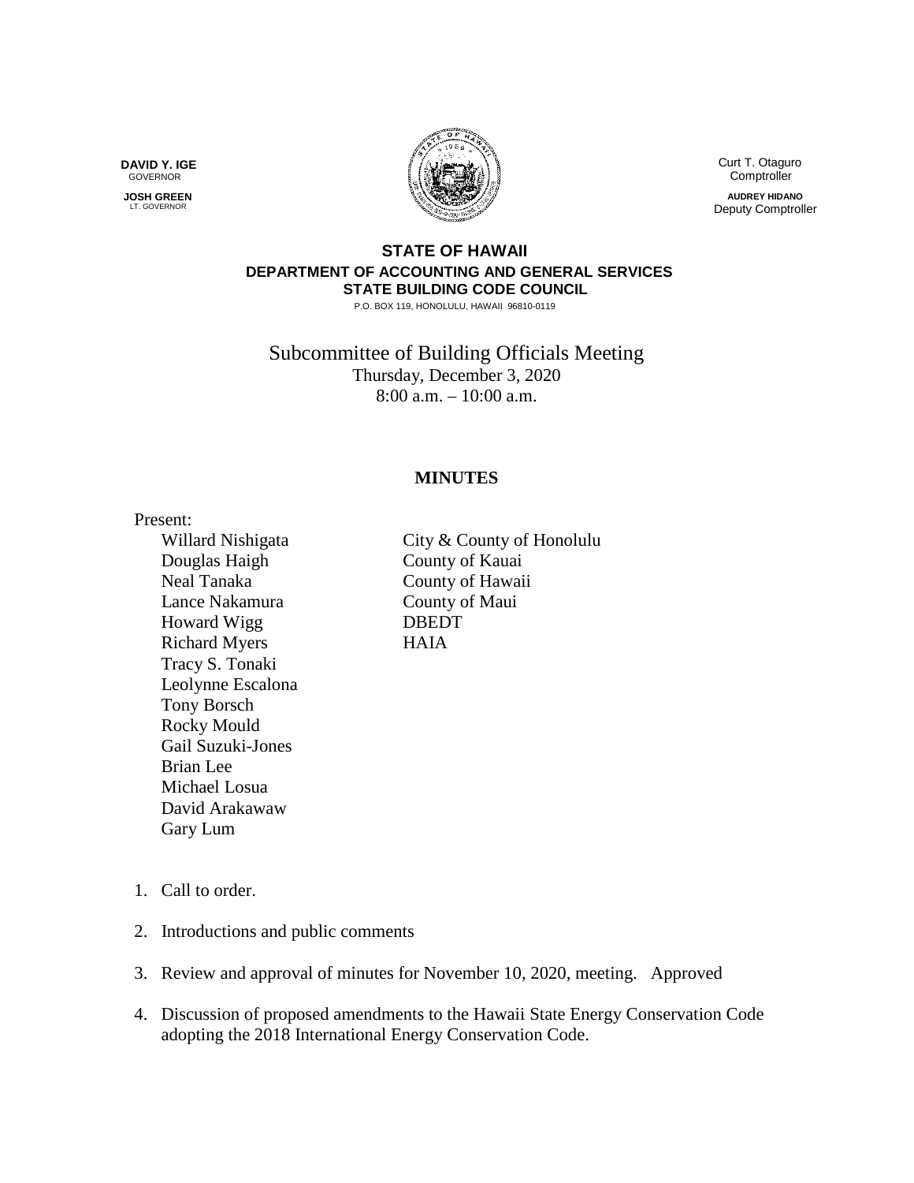**DAVID Y. IGE**
GOVERNOR

**JOSH GREEN**
LT. GOVERNOR

Curt T. Otaguro
Comptroller

**AUDREY HIDANO**
Deputy Comptroller

**STATE OF HAWAII**
**DEPARTMENT OF ACCOUNTING AND GENERAL SERVICES**
**STATE BUILDING CODE COUNCIL**
P.O. BOX 119, HONOLULU, HAWAII 96810-0119

# Subcommittee of Building Officials Meeting

Thursday, December 3, 2020
8:00 a.m. – 10:00 a.m.

## MINUTES

Present:

| | |
|---|---|
| Willard Nishigata | City & County of Honolulu |
| Douglas Haigh | County of Kauai |
| Neal Tanaka | County of Hawaii |
| Lance Nakamura | County of Maui |
| Howard Wigg | DBEDT |
| Richard Myers | HAIA |
| Tracy S. Tonaki | |
| Leolynne Escalona | |
| Tony Borsch | |
| Rocky Mould | |
| Gail Suzuki-Jones | |
| Brian Lee | |
| Michael Losua | |
| David Arakawaw | |
| Gary Lum | |

1. Call to order.
2. Introductions and public comments
3. Review and approval of minutes for November 10, 2020, meeting. Approved
4. Discussion of proposed amendments to the Hawaii State Energy Conservation Code adopting the 2018 International Energy Conservation Code.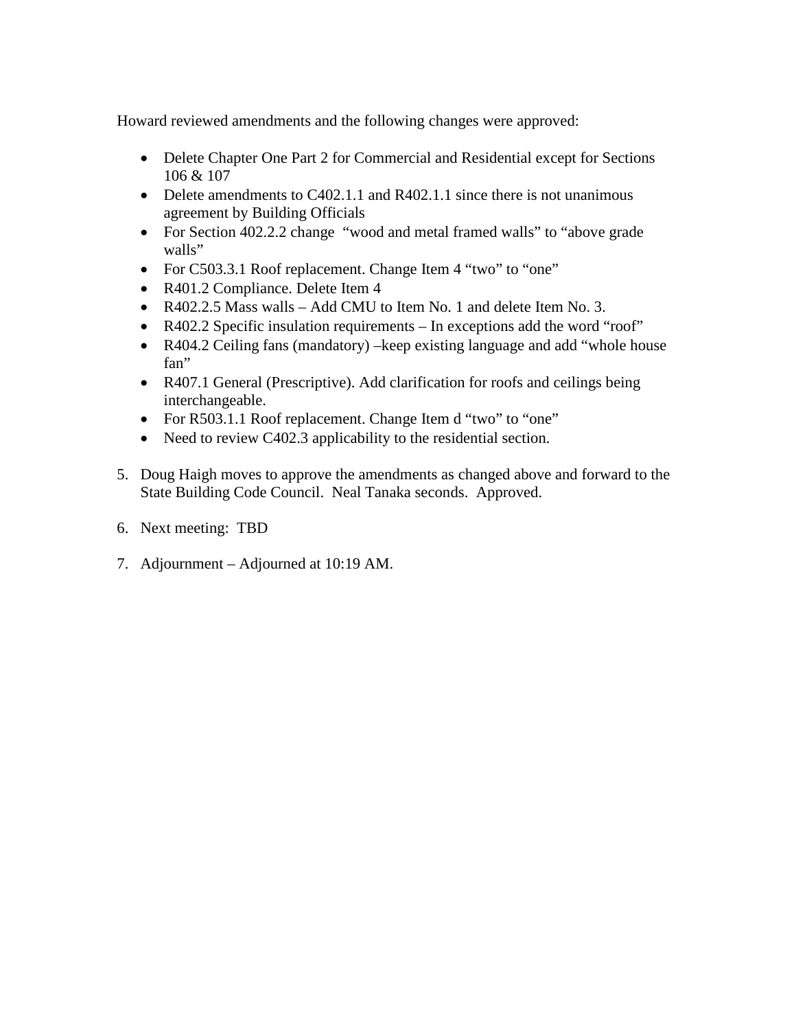Howard reviewed amendments and the following changes were approved:

- Delete Chapter One Part 2 for Commercial and Residential except for Sections 106 & 107
- Delete amendments to C402.1.1 and R402.1.1 since there is not unanimous agreement by Building Officials
- For Section 402.2.2 change "wood and metal framed walls" to "above grade walls"
- For C503.3.1 Roof replacement. Change Item 4 "two" to "one"
- R401.2 Compliance. Delete Item 4
- R402.2.5 Mass walls – Add CMU to Item No. 1 and delete Item No. 3.
- R402.2 Specific insulation requirements – In exceptions add the word "roof"
- R404.2 Ceiling fans (mandatory) –keep existing language and add "whole house fan"
- R407.1 General (Prescriptive). Add clarification for roofs and ceilings being interchangeable.
- For R503.1.1 Roof replacement. Change Item d "two" to "one"
- Need to review C402.3 applicability to the residential section.

5. Doug Haigh moves to approve the amendments as changed above and forward to the State Building Code Council. Neal Tanaka seconds. Approved.

6. Next meeting: TBD

7. Adjournment – Adjourned at 10:19 AM.